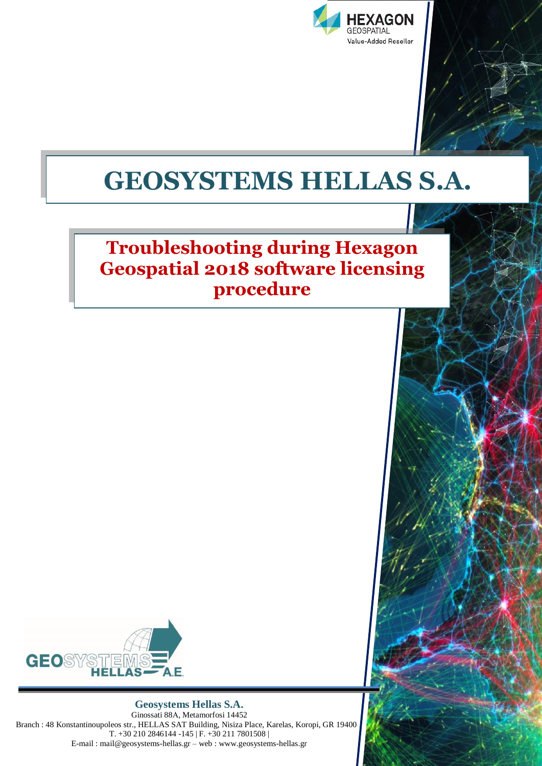# GEOSYSTEMS HELLAS S.A.

## Troubleshooting during Hexagon Geospatial 2018 software licensing procedure

**Geosystems Hellas S.A.**

Ginossati 88A, Metamorfosi 14452

Branch : 48 Konstantinoupoleos str., HELLAS SAT Building, Nisiza Place, Karelas, Koropi, GR 19400

T. +30 210 2846144 -145 | F. +30 211 7801508 |

E-mail : mail@geosystems-hellas.gr – web : www.geosystems-hellas.gr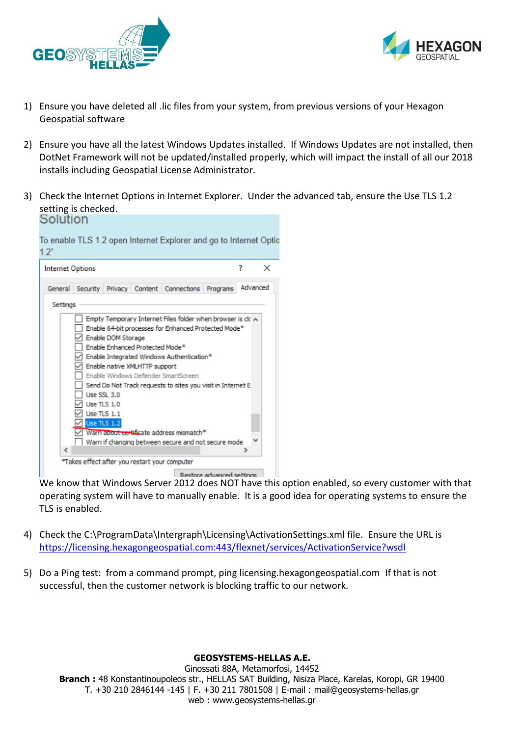1) Ensure you have deleted all .lic files from your system, from previous versions of your Hexagon Geospatial software

2) Ensure you have all the latest Windows Updates installed. If Windows Updates are not installed, then DotNet Framework will not be updated/installed properly, which will impact the install of all our 2018 installs including Geospatial License Administrator.

3) Check the Internet Options in Internet Explorer. Under the advanced tab, ensure the Use TLS 1.2 setting is checked.

   We know that Windows Server 2012 does NOT have this option enabled, so every customer with that operating system will have to manually enable. It is a good idea for operating systems to ensure the TLS is enabled.

4) Check the C:\ProgramData\Intergraph\Licensing\ActivationSettings.xml file. Ensure the URL is https://licensing.hexagongeospatial.com:443/flexnet/services/ActivationService?wsdl

5) Do a Ping test: from a command prompt, ping licensing.hexagongeospatial.com If that is not successful, then the customer network is blocking traffic to our network.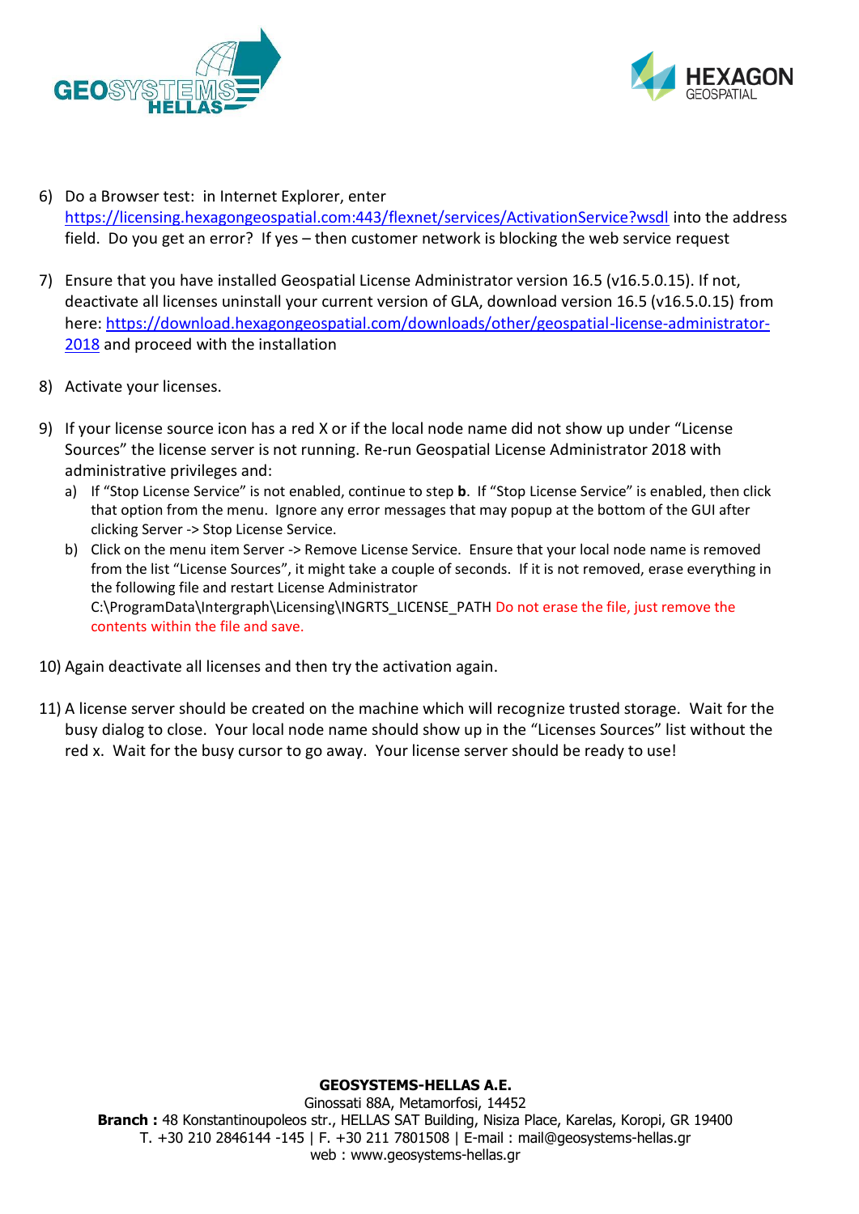6) Do a Browser test: in Internet Explorer, enter https://licensing.hexagongeospatial.com:443/flexnet/services/ActivationService?wsdl into the address field. Do you get an error? If yes – then customer network is blocking the web service request

7) Ensure that you have installed Geospatial License Administrator version 16.5 (v16.5.0.15). If not, deactivate all licenses uninstall your current version of GLA, download version 16.5 (v16.5.0.15) from here: https://download.hexagongeospatial.com/downloads/other/geospatial-license-administrator-2018 and proceed with the installation

8) Activate your licenses.

9) If your license source icon has a red X or if the local node name did not show up under “License Sources” the license server is not running. Re-run Geospatial License Administrator 2018 with administrative privileges and:
   a) If “Stop License Service” is not enabled, continue to step **b**. If “Stop License Service” is enabled, then click that option from the menu. Ignore any error messages that may popup at the bottom of the GUI after clicking Server -> Stop License Service.
   b) Click on the menu item Server -> Remove License Service. Ensure that your local node name is removed from the list “License Sources”, it might take a couple of seconds. If it is not removed, erase everything in the following file and restart License Administrator C:\ProgramData\Intergraph\Licensing\INGRTS_LICENSE_PATH Do not erase the file, just remove the contents within the file and save.

10) Again deactivate all licenses and then try the activation again.

11) A license server should be created on the machine which will recognize trusted storage. Wait for the busy dialog to close. Your local node name should show up in the “Licenses Sources” list without the red x. Wait for the busy cursor to go away. Your license server should be ready to use!